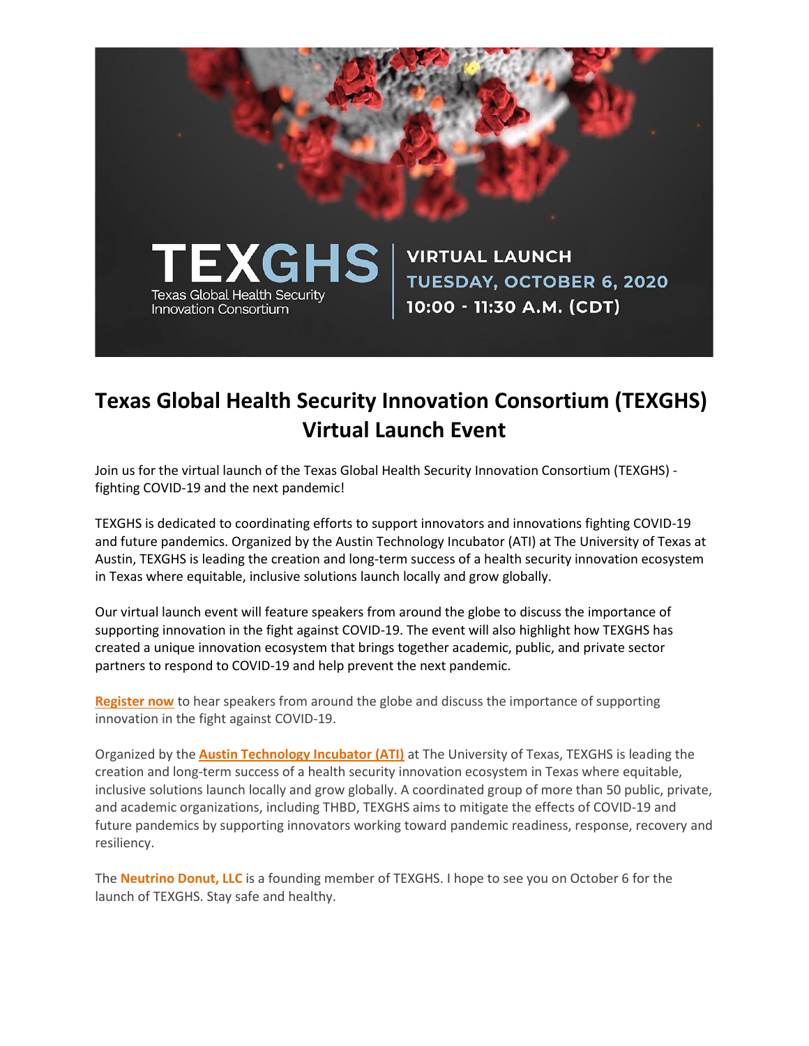TEXGHS

Texas Global Health Security Innovation Consortium

VIRTUAL LAUNCH
TUESDAY, OCTOBER 6, 2020
10:00 - 11:30 A.M. (CDT)

# Texas Global Health Security Innovation Consortium (TEXGHS) Virtual Launch Event

Join us for the virtual launch of the Texas Global Health Security Innovation Consortium (TEXGHS) - fighting COVID-19 and the next pandemic!

TEXGHS is dedicated to coordinating efforts to support innovators and innovations fighting COVID-19 and future pandemics. Organized by the Austin Technology Incubator (ATI) at The University of Texas at Austin, TEXGHS is leading the creation and long-term success of a health security innovation ecosystem in Texas where equitable, inclusive solutions launch locally and grow globally.

Our virtual launch event will feature speakers from around the globe to discuss the importance of supporting innovation in the fight against COVID-19. The event will also highlight how TEXGHS has created a unique innovation ecosystem that brings together academic, public, and private sector partners to respond to COVID-19 and help prevent the next pandemic.

**Register now** to hear speakers from around the globe and discuss the importance of supporting innovation in the fight against COVID-19.

Organized by the **Austin Technology Incubator (ATI)** at The University of Texas, TEXGHS is leading the creation and long-term success of a health security innovation ecosystem in Texas where equitable, inclusive solutions launch locally and grow globally. A coordinated group of more than 50 public, private, and academic organizations, including THBD, TEXGHS aims to mitigate the effects of COVID-19 and future pandemics by supporting innovators working toward pandemic readiness, response, recovery and resiliency.

The **Neutrino Donut, LLC** is a founding member of TEXGHS. I hope to see you on October 6 for the launch of TEXGHS. Stay safe and healthy.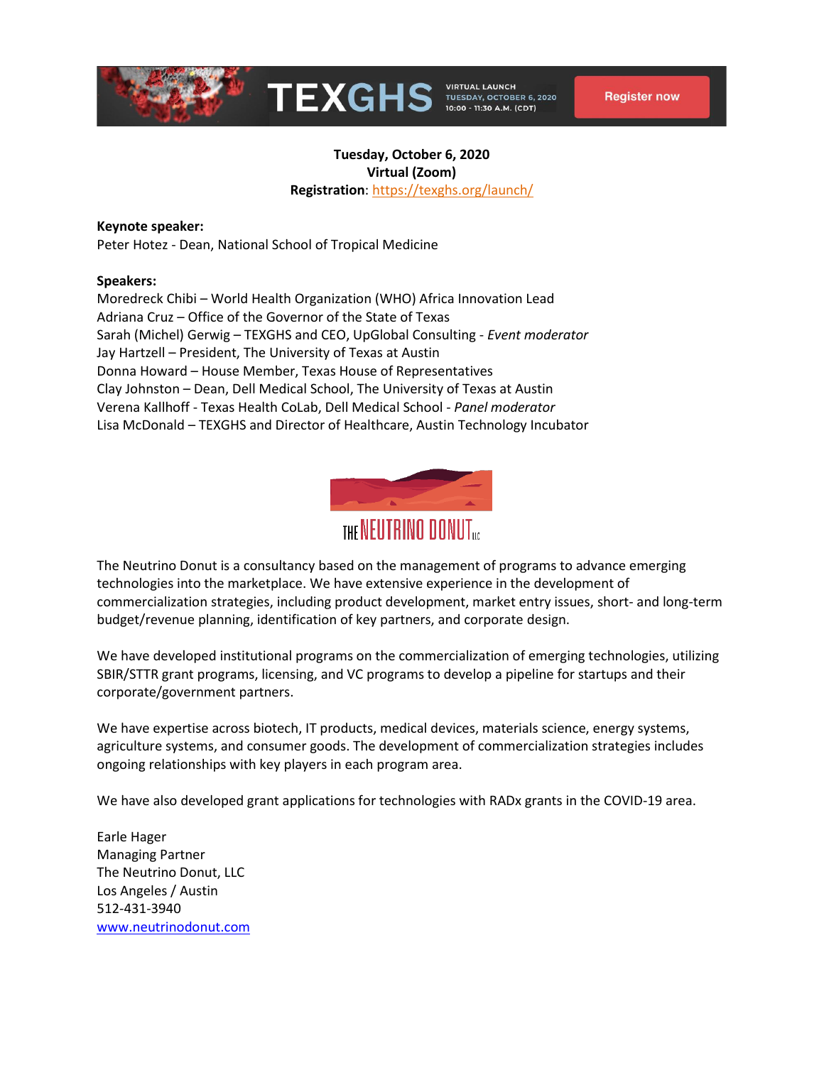TEXGHS VIRTUAL LAUNCH TUESDAY, OCTOBER 6, 2020 10:00 - 11:30 A.M. (CDT) Register now

**Tuesday, October 6, 2020**
**Virtual (Zoom)**
**Registration**: https://texghs.org/launch/

**Keynote speaker:**
Peter Hotez - Dean, National School of Tropical Medicine

**Speakers:**
Moredreck Chibi – World Health Organization (WHO) Africa Innovation Lead
Adriana Cruz – Office of the Governor of the State of Texas
Sarah (Michel) Gerwig – TEXGHS and CEO, UpGlobal Consulting - *Event moderator*
Jay Hartzell – President, The University of Texas at Austin
Donna Howard – House Member, Texas House of Representatives
Clay Johnston – Dean, Dell Medical School, The University of Texas at Austin
Verena Kallhoff - Texas Health CoLab, Dell Medical School - *Panel moderator*
Lisa McDonald – TEXGHS and Director of Healthcare, Austin Technology Incubator

THE NEUTRINO DONUT LLC

The Neutrino Donut is a consultancy based on the management of programs to advance emerging technologies into the marketplace. We have extensive experience in the development of commercialization strategies, including product development, market entry issues, short- and long-term budget/revenue planning, identification of key partners, and corporate design.

We have developed institutional programs on the commercialization of emerging technologies, utilizing SBIR/STTR grant programs, licensing, and VC programs to develop a pipeline for startups and their corporate/government partners.

We have expertise across biotech, IT products, medical devices, materials science, energy systems, agriculture systems, and consumer goods. The development of commercialization strategies includes ongoing relationships with key players in each program area.

We have also developed grant applications for technologies with RADx grants in the COVID-19 area.

Earle Hager
Managing Partner
The Neutrino Donut, LLC
Los Angeles / Austin
512-431-3940
www.neutrinodonut.com